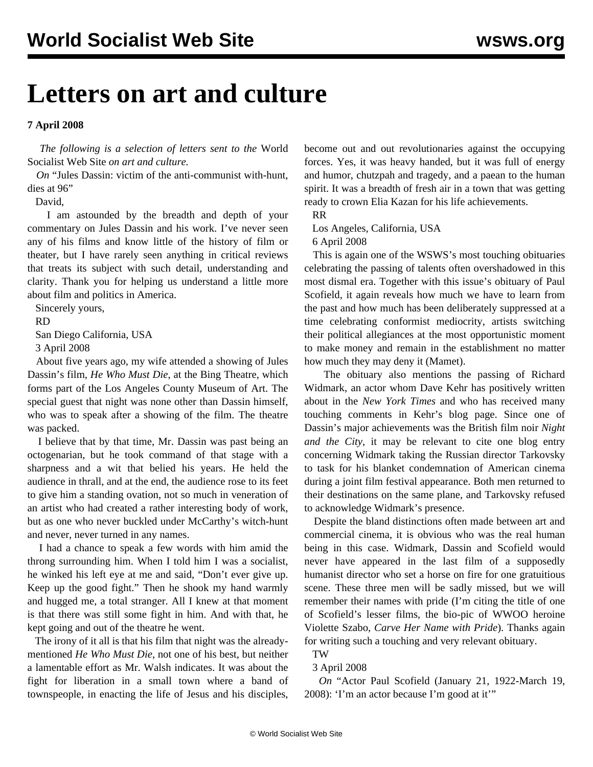# Letters on art and culture

**7 April 2008**

*The following is a selection of letters sent to the* World Socialist Web Site *on art and culture.*

*On* "Jules Dassin: victim of the anti-communist with-hunt, dies at 96"

David,

I am astounded by the breadth and depth of your commentary on Jules Dassin and his work. I've never seen any of his films and know little of the history of film or theater, but I have rarely seen anything in critical reviews that treats its subject with such detail, understanding and clarity. Thank you for helping us understand a little more about film and politics in America.

Sincerely yours,

RD

San Diego California, USA

3 April 2008

About five years ago, my wife attended a showing of Jules Dassin's film, *He Who Must Die*, at the Bing Theatre, which forms part of the Los Angeles County Museum of Art. The special guest that night was none other than Dassin himself, who was to speak after a showing of the film. The theatre was packed.

I believe that by that time, Mr. Dassin was past being an octogenarian, but he took command of that stage with a sharpness and a wit that belied his years. He held the audience in thrall, and at the end, the audience rose to its feet to give him a standing ovation, not so much in veneration of an artist who had created a rather interesting body of work, but as one who never buckled under McCarthy's witch-hunt and never, never turned in any names.

I had a chance to speak a few words with him amid the throng surrounding him. When I told him I was a socialist, he winked his left eye at me and said, "Don't ever give up. Keep up the good fight." Then he shook my hand warmly and hugged me, a total stranger. All I knew at that moment is that there was still some fight in him. And with that, he kept going and out of the theatre he went.

The irony of it all is that his film that night was the already-mentioned *He Who Must Die*, not one of his best, but neither a lamentable effort as Mr. Walsh indicates. It was about the fight for liberation in a small town where a band of townspeople, in enacting the life of Jesus and his disciples, become out and out revolutionaries against the occupying forces. Yes, it was heavy handed, but it was full of energy and humor, chutzpah and tragedy, and a paean to the human spirit. It was a breadth of fresh air in a town that was getting ready to crown Elia Kazan for his life achievements.

RR

Los Angeles, California, USA

6 April 2008

This is again one of the WSWS's most touching obituaries celebrating the passing of talents often overshadowed in this most dismal era. Together with this issue's obituary of Paul Scofield, it again reveals how much we have to learn from the past and how much has been deliberately suppressed at a time celebrating conformist mediocrity, artists switching their political allegiances at the most opportunistic moment to make money and remain in the establishment no matter how much they may deny it (Mamet).

The obituary also mentions the passing of Richard Widmark, an actor whom Dave Kehr has positively written about in the *New York Times* and who has received many touching comments in Kehr's blog page. Since one of Dassin's major achievements was the British film noir *Night and the City*, it may be relevant to cite one blog entry concerning Widmark taking the Russian director Tarkovsky to task for his blanket condemnation of American cinema during a joint film festival appearance. Both men returned to their destinations on the same plane, and Tarkovsky refused to acknowledge Widmark's presence.

Despite the bland distinctions often made between art and commercial cinema, it is obvious who was the real human being in this case. Widmark, Dassin and Scofield would never have appeared in the last film of a supposedly humanist director who set a horse on fire for one gratuitious scene. These three men will be sadly missed, but we will remember their names with pride (I'm citing the title of one of Scofield's lesser films, the bio-pic of WWOO heroine Violette Szabo, *Carve Her Name with Pride*). Thanks again for writing such a touching and very relevant obituary.

TW

3 April 2008

*On* "Actor Paul Scofield (January 21, 1922-March 19, 2008): 'I'm an actor because I'm good at it'"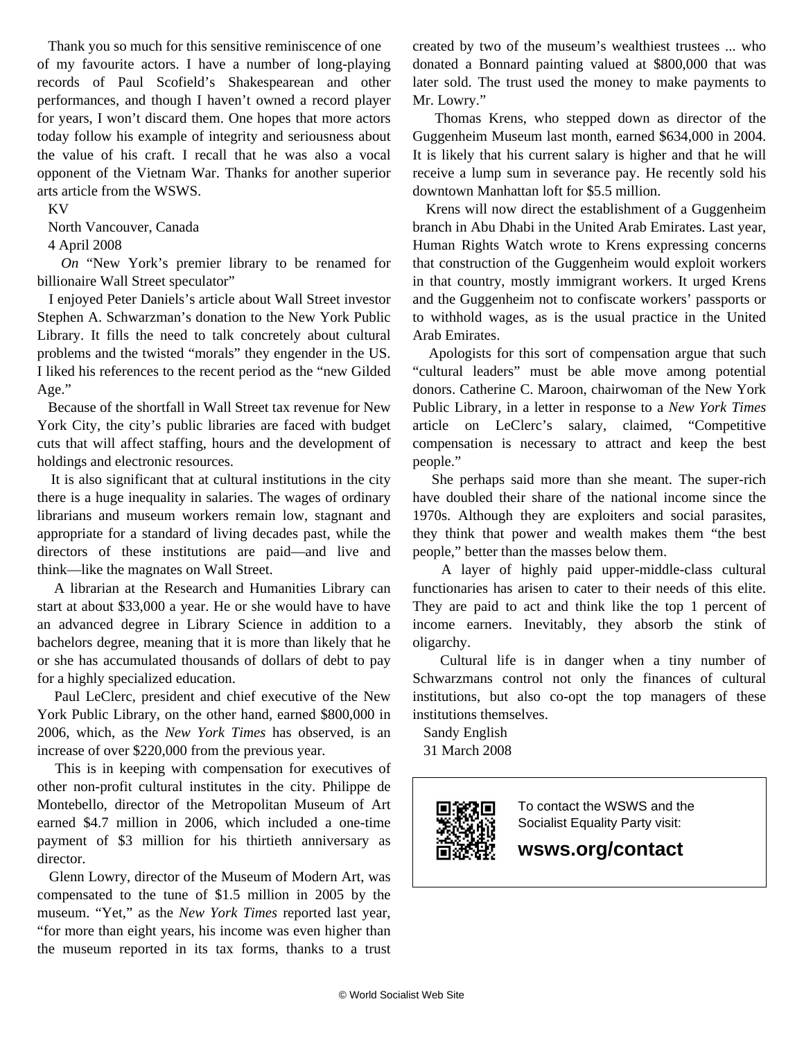Thank you so much for this sensitive reminiscence of one of my favourite actors. I have a number of long-playing records of Paul Scofield's Shakespearean and other performances, and though I haven't owned a record player for years, I won't discard them. One hopes that more actors today follow his example of integrity and seriousness about the value of his craft. I recall that he was also a vocal opponent of the Vietnam War. Thanks for another superior arts article from the WSWS.

KV

North Vancouver, Canada

4 April 2008

*On* "New York's premier library to be renamed for billionaire Wall Street speculator"

I enjoyed Peter Daniels's article about Wall Street investor Stephen A. Schwarzman's donation to the New York Public Library. It fills the need to talk concretely about cultural problems and the twisted "morals" they engender in the US. I liked his references to the recent period as the "new Gilded Age."

Because of the shortfall in Wall Street tax revenue for New York City, the city's public libraries are faced with budget cuts that will affect staffing, hours and the development of holdings and electronic resources.

It is also significant that at cultural institutions in the city there is a huge inequality in salaries. The wages of ordinary librarians and museum workers remain low, stagnant and appropriate for a standard of living decades past, while the directors of these institutions are paid—and live and think—like the magnates on Wall Street.

A librarian at the Research and Humanities Library can start at about $33,000 a year. He or she would have to have an advanced degree in Library Science in addition to a bachelors degree, meaning that it is more than likely that he or she has accumulated thousands of dollars of debt to pay for a highly specialized education.

Paul LeClerc, president and chief executive of the New York Public Library, on the other hand, earned $800,000 in 2006, which, as the *New York Times* has observed, is an increase of over $220,000 from the previous year.

This is in keeping with compensation for executives of other non-profit cultural institutes in the city. Philippe de Montebello, director of the Metropolitan Museum of Art earned $4.7 million in 2006, which included a one-time payment of $3 million for his thirtieth anniversary as director.

Glenn Lowry, director of the Museum of Modern Art, was compensated to the tune of $1.5 million in 2005 by the museum. "Yet," as the *New York Times* reported last year, "for more than eight years, his income was even higher than the museum reported in its tax forms, thanks to a trust created by two of the museum's wealthiest trustees ... who donated a Bonnard painting valued at $800,000 that was later sold. The trust used the money to make payments to Mr. Lowry."

Thomas Krens, who stepped down as director of the Guggenheim Museum last month, earned $634,000 in 2004. It is likely that his current salary is higher and that he will receive a lump sum in severance pay. He recently sold his downtown Manhattan loft for $5.5 million.

Krens will now direct the establishment of a Guggenheim branch in Abu Dhabi in the United Arab Emirates. Last year, Human Rights Watch wrote to Krens expressing concerns that construction of the Guggenheim would exploit workers in that country, mostly immigrant workers. It urged Krens and the Guggenheim not to confiscate workers' passports or to withhold wages, as is the usual practice in the United Arab Emirates.

Apologists for this sort of compensation argue that such "cultural leaders" must be able move among potential donors. Catherine C. Maroon, chairwoman of the New York Public Library, in a letter in response to a *New York Times* article on LeClerc's salary, claimed, "Competitive compensation is necessary to attract and keep the best people."

She perhaps said more than she meant. The super-rich have doubled their share of the national income since the 1970s. Although they are exploiters and social parasites, they think that power and wealth makes them "the best people," better than the masses below them.

A layer of highly paid upper-middle-class cultural functionaries has arisen to cater to their needs of this elite. They are paid to act and think like the top 1 percent of income earners. Inevitably, they absorb the stink of oligarchy.

Cultural life is in danger when a tiny number of Schwarzmans control not only the finances of cultural institutions, but also co-opt the top managers of these institutions themselves.

Sandy English

31 March 2008

To contact the WSWS and the Socialist Equality Party visit:

**wsws.org/contact**